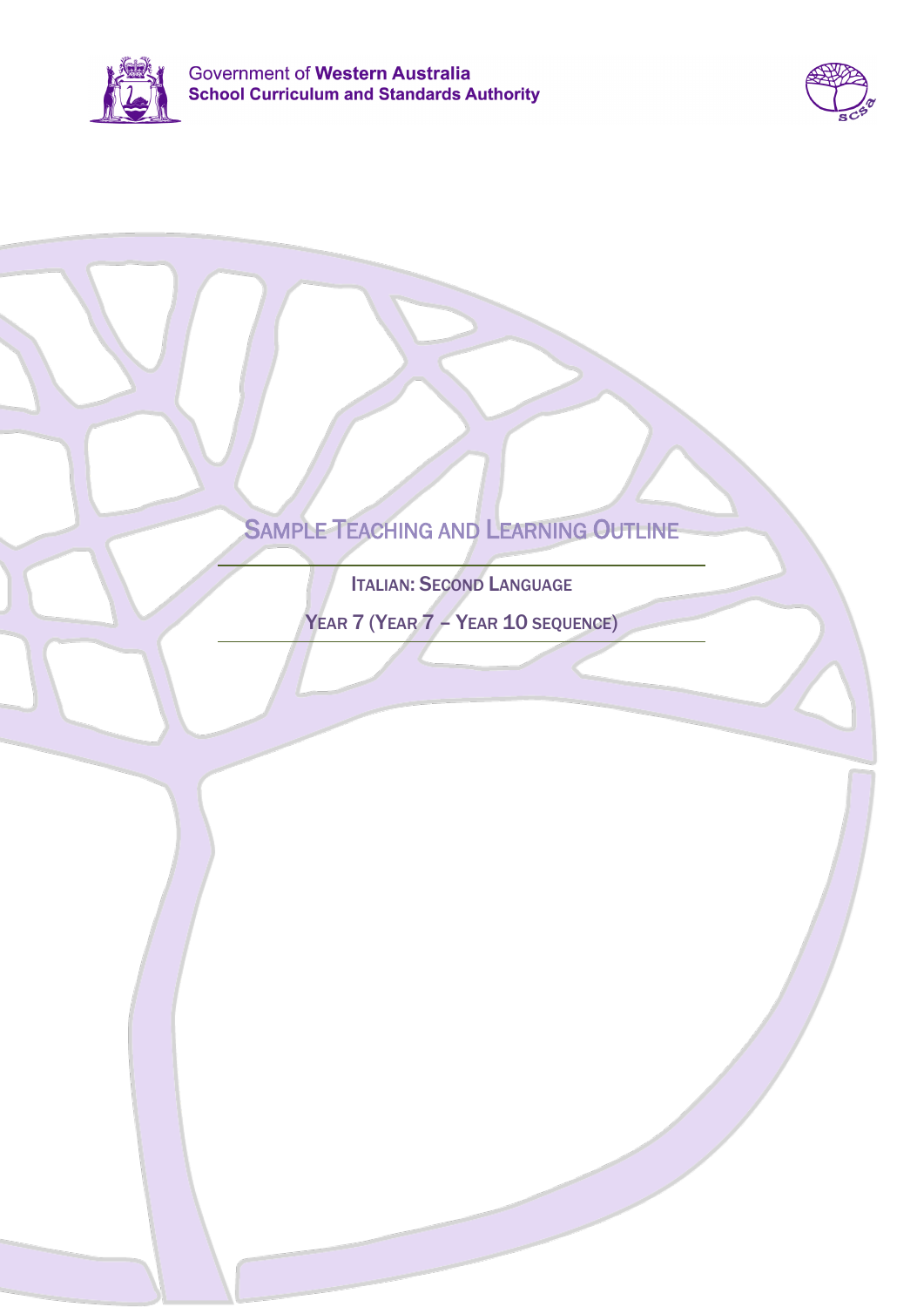Government of **Western Australia**
**School Curriculum and Standards Authority**

# Sample Teaching and Learning Outline

## Italian: Second Language

### Year 7 (Year 7 – Year 10 sequence)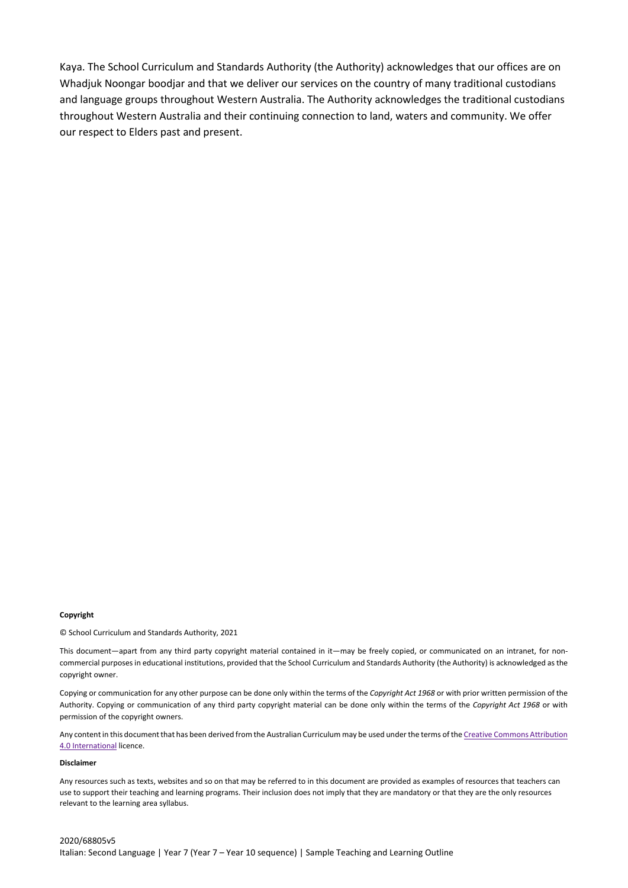Kaya. The School Curriculum and Standards Authority (the Authority) acknowledges that our offices are on Whadjuk Noongar boodjar and that we deliver our services on the country of many traditional custodians and language groups throughout Western Australia. The Authority acknowledges the traditional custodians throughout Western Australia and their continuing connection to land, waters and community. We offer our respect to Elders past and present.

**Copyright**

© School Curriculum and Standards Authority, 2021

This document—apart from any third party copyright material contained in it—may be freely copied, or communicated on an intranet, for non-commercial purposes in educational institutions, provided that the School Curriculum and Standards Authority (the Authority) is acknowledged as the copyright owner.

Copying or communication for any other purpose can be done only within the terms of the *Copyright Act 1968* or with prior written permission of the Authority. Copying or communication of any third party copyright material can be done only within the terms of the *Copyright Act 1968* or with permission of the copyright owners.

Any content in this document that has been derived from the Australian Curriculum may be used under the terms of the Creative Commons Attribution 4.0 International licence.

**Disclaimer**

Any resources such as texts, websites and so on that may be referred to in this document are provided as examples of resources that teachers can use to support their teaching and learning programs. Their inclusion does not imply that they are mandatory or that they are the only resources relevant to the learning area syllabus.

2020/68805v5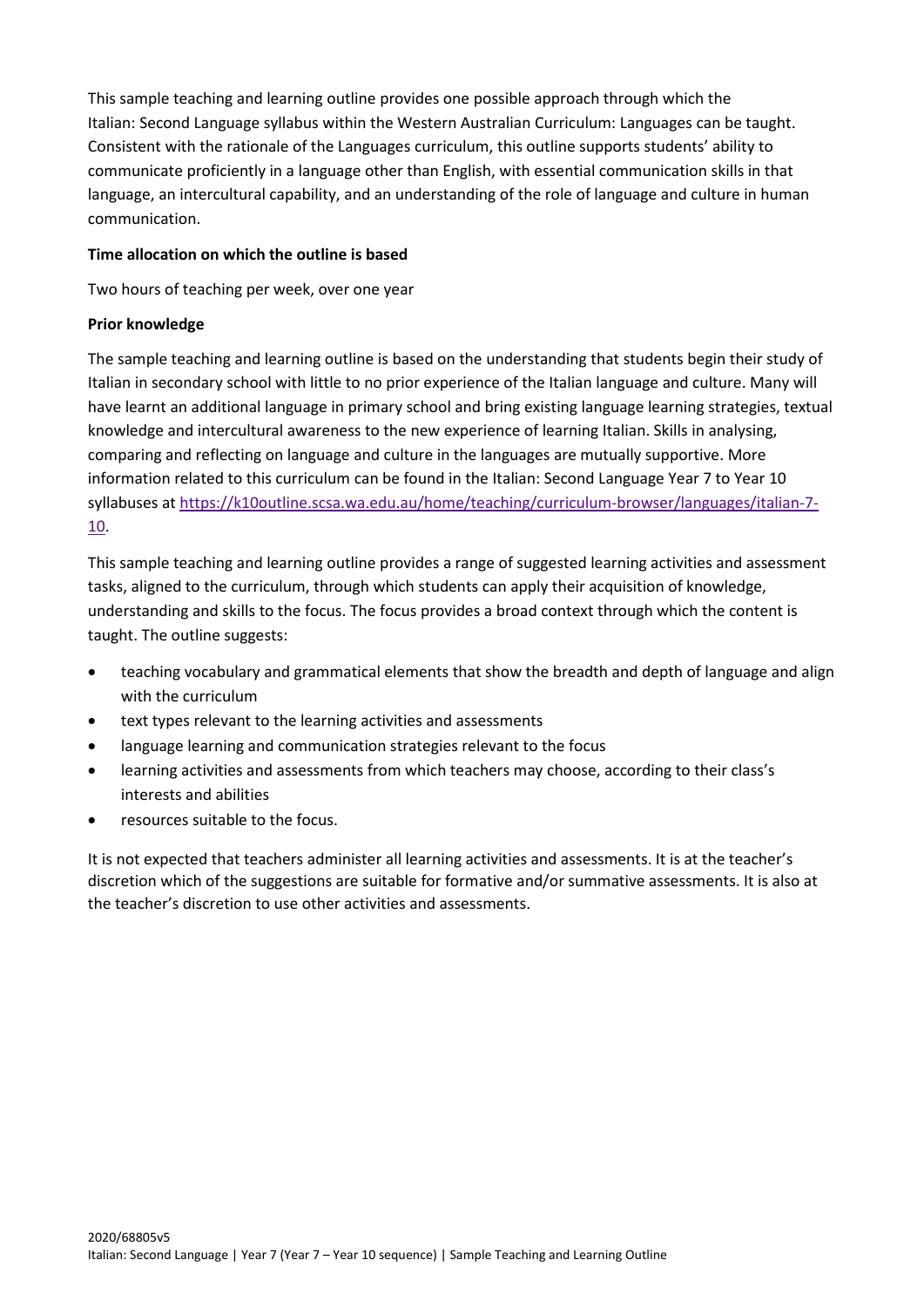This sample teaching and learning outline provides one possible approach through which the Italian: Second Language syllabus within the Western Australian Curriculum: Languages can be taught. Consistent with the rationale of the Languages curriculum, this outline supports students' ability to communicate proficiently in a language other than English, with essential communication skills in that language, an intercultural capability, and an understanding of the role of language and culture in human communication.

**Time allocation on which the outline is based**

Two hours of teaching per week, over one year

**Prior knowledge**

The sample teaching and learning outline is based on the understanding that students begin their study of Italian in secondary school with little to no prior experience of the Italian language and culture. Many will have learnt an additional language in primary school and bring existing language learning strategies, textual knowledge and intercultural awareness to the new experience of learning Italian. Skills in analysing, comparing and reflecting on language and culture in the languages are mutually supportive. More information related to this curriculum can be found in the Italian: Second Language Year 7 to Year 10 syllabuses at [https://k10outline.scsa.wa.edu.au/home/teaching/curriculum-browser/languages/italian-7-10](https://k10outline.scsa.wa.edu.au/home/teaching/curriculum-browser/languages/italian-7-10).

This sample teaching and learning outline provides a range of suggested learning activities and assessment tasks, aligned to the curriculum, through which students can apply their acquisition of knowledge, understanding and skills to the focus. The focus provides a broad context through which the content is taught. The outline suggests:

- teaching vocabulary and grammatical elements that show the breadth and depth of language and align with the curriculum
- text types relevant to the learning activities and assessments
- language learning and communication strategies relevant to the focus
- learning activities and assessments from which teachers may choose, according to their class's interests and abilities
- resources suitable to the focus.

It is not expected that teachers administer all learning activities and assessments. It is at the teacher's discretion which of the suggestions are suitable for formative and/or summative assessments. It is also at the teacher's discretion to use other activities and assessments.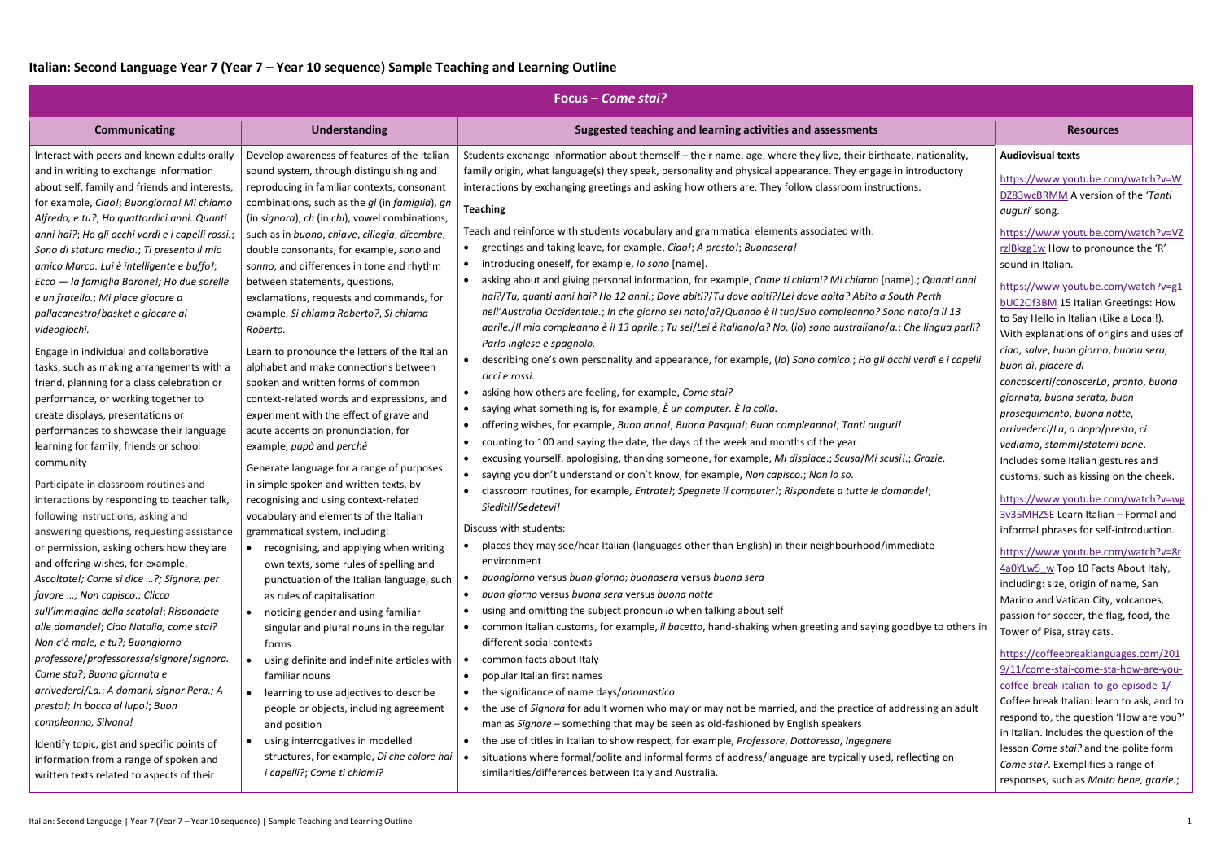# Italian: Second Language Year 7 (Year 7 – Year 10 sequence) Sample Teaching and Learning Outline

## Focus – *Come stai?*

| Communicating | Understanding | Suggested teaching and learning activities and assessments | Resources |
|---|---|---|---|
| Interact with peers and known adults orally and in writing to exchange information about self, family and friends and interests, for example, *Ciao!*; *Buongiorno! Mi chiamo Alfredo, e tu?*; *Ho quattordici anni. Quanti anni hai?*; *Ho gli occhi verdi e i capelli rossi.*; *Sono di statura media.*; *Ti presento il mio amico Marco. Lui è intelligente e buffo!*; *Ecco — la famiglia Barone!*; *Ho due sorelle e un fratello.*; *Mi piace giocare a pallacanestro/basket e giocare ai videogiochi.*<br><br>Engage in individual and collaborative tasks, such as making arrangements with a friend, planning for a class celebration or performance, or working together to create displays, presentations or performances to showcase their language learning for family, friends or school community<br><br>Participate in classroom routines and interactions by responding to teacher talk, following instructions, asking and answering questions, requesting assistance or permission, asking others how they are and offering wishes, for example, *Ascoltate!*; *Come si dice …?*; *Signore, per favore …*; *Non capisco.*; *Clicca sull'immagine della scatola!*; *Rispondete alle domande!*; *Ciao Natalia, come stai? Non c'è male, e tu?*; *Buongiorno professore/professoressa/signore/signora. Come sta?*; *Buona giornata e arrivederci/La.*; *A domani, signor Pera.*; *A presto!*; *In bocca al lupo!*; *Buon compleanno, Silvana!*<br><br>Identify topic, gist and specific points of information from a range of spoken and written texts related to aspects of their | Develop awareness of features of the Italian sound system, through distinguishing and reproducing in familiar contexts, consonant combinations, such as the *gl* (in *famiglia*), *gn* (in *signora*), *ch* (in *chi*), vowel combinations, such as in *buono*, *chiave*, *ciliegia*, *dicembre*, double consonants, for example, *sono* and *sonno*, and differences in tone and rhythm between statements, questions, exclamations, requests and commands, for example, *Si chiama Roberto?*, *Si chiama Roberto.*<br><br>Learn to pronounce the letters of the Italian alphabet and make connections between spoken and written forms of common context-related words and expressions, and experiment with the effect of grave and acute accents on pronunciation, for example, *papà* and *perché*<br><br>Generate language for a range of purposes in simple spoken and written texts, by recognising and using context-related vocabulary and elements of the Italian grammatical system, including:<br>• recognising, and applying when writing own texts, some rules of spelling and punctuation of the Italian language, such as rules of capitalisation<br>• noticing gender and using familiar singular and plural nouns in the regular forms<br>• using definite and indefinite articles with familiar nouns<br>• learning to use adjectives to describe people or objects, including agreement and position<br>• using interrogatives in modelled structures, for example, *Di che colore hai i capelli?*; *Come ti chiami?* | Students exchange information about themself – their name, age, where they live, their birthdate, nationality, family origin, what language(s) they speak, personality and physical appearance. They engage in introductory interactions by exchanging greetings and asking how others are. They follow classroom instructions.<br><br>**Teaching**<br><br>Teach and reinforce with students vocabulary and grammatical elements associated with:<br>• greetings and taking leave, for example, *Ciao!*; *A presto!*; *Buonasera!*<br>• introducing oneself, for example, *Io sono* [name].<br>• asking about and giving personal information, for example, *Come ti chiami? Mi chiamo* [name].; *Quanti anni hai?*/*Tu, quanti anni hai? Ho 12 anni.*; *Dove abiti?*/*Tu dove abiti?*/*Lei dove abita? Abito a South Perth nell'Australia Occidentale.*; *In che giorno sei nato/a?*/*Quando è il tuo/Suo compleanno? Sono nato/a il 13 aprile.*/*Il mio compleanno è il 13 aprile.*; *Tu sei/Lei è italiano/a? No,* (*io*) *sono australiano/a.*; *Che lingua parli? Parlo inglese e spagnolo.*<br>• describing one's own personality and appearance, for example, (*Io*) *Sono comico.*; *Ho gli occhi verdi e i capelli ricci e rossi.*<br>• asking how others are feeling, for example, *Come stai?*<br>• saying what something is, for example, *È un computer. È la colla.*<br>• offering wishes, for example, *Buon anno!*, *Buona Pasqua!*; *Buon compleanno!*; *Tanti auguri!*<br>• counting to 100 and saying the date, the days of the week and months of the year<br>• excusing yourself, apologising, thanking someone, for example, *Mi dispiace.*; *Scusa*/*Mi scusi!*.; *Grazie.*<br>• saying you don't understand or don't know, for example, *Non capisco.*; *Non lo so.*<br>• classroom routines, for example, *Entrate!*; *Spegnete il computer!*; *Rispondete a tutte le domande!*; *Siediti!*/*Sedetevi!*<br><br>Discuss with students:<br>• places they may see/hear Italian (languages other than English) in their neighbourhood/immediate environment<br>• *buongiorno* versus *buon giorno*; *buonasera* versus *buona sera*<br>• *buon giorno* versus *buona sera* versus *buona notte*<br>• using and omitting the subject pronoun *io* when talking about self<br>• common Italian customs, for example, *il bacetto*, hand-shaking when greeting and saying goodbye to others in different social contexts<br>• common facts about Italy<br>• popular Italian first names<br>• the significance of name days/*onomastico*<br>• the use of *Signora* for adult women who may or may not be married, and the practice of addressing an adult man as *Signore* – something that may be seen as old-fashioned by English speakers<br>• the use of titles in Italian to show respect, for example, *Professore*, *Dottoressa*, *Ingegnere*<br>• situations where formal/polite and informal forms of address/language are typically used, reflecting on similarities/differences between Italy and Australia. | **Audiovisual texts**<br><br>https://www.youtube.com/watch?v=WDZ83wcBRMM A version of the '*Tanti auguri*' song.<br><br>https://www.youtube.com/watch?v=VZrzlBkzg1w How to pronounce the 'R' sound in Italian.<br><br>https://www.youtube.com/watch?v=g1bUC2Of3BM 15 Italian Greetings: How to Say Hello in Italian (Like a Local!). With explanations of origins and uses of *ciao*, *salve*, *buon giorno*, *buona sera*, *buon dì*, *piacere di concoscerti/conoscerLa*, *pronto*, *buona giornata*, *buona serata*, *buon prosequimento*, *buona notte*, *arrivederci/La*, *a dopo/presto*, *ci vediamo*, *stammi/statemi bene*. Includes some Italian gestures and customs, such as kissing on the cheek.<br><br>https://www.youtube.com/watch?v=wg3v35MHZSE Learn Italian – Formal and informal phrases for self-introduction.<br><br>https://www.youtube.com/watch?v=8r4a0YLw5_w Top 10 Facts About Italy, including: size, origin of name, San Marino and Vatican City, volcanoes, passion for soccer, the flag, food, the Tower of Pisa, stray cats.<br><br>https://coffeebreaklanguages.com/2019/11/come-stai-come-sta-how-are-you-coffee-break-italian-to-go-episode-1/ Coffee break Italian: learn to ask, and to respond to, the question 'How are you?' in Italian. Includes the question of the lesson *Come stai?* and the polite form *Come sta?*. Exemplifies a range of responses, such as *Molto bene, grazie.*; |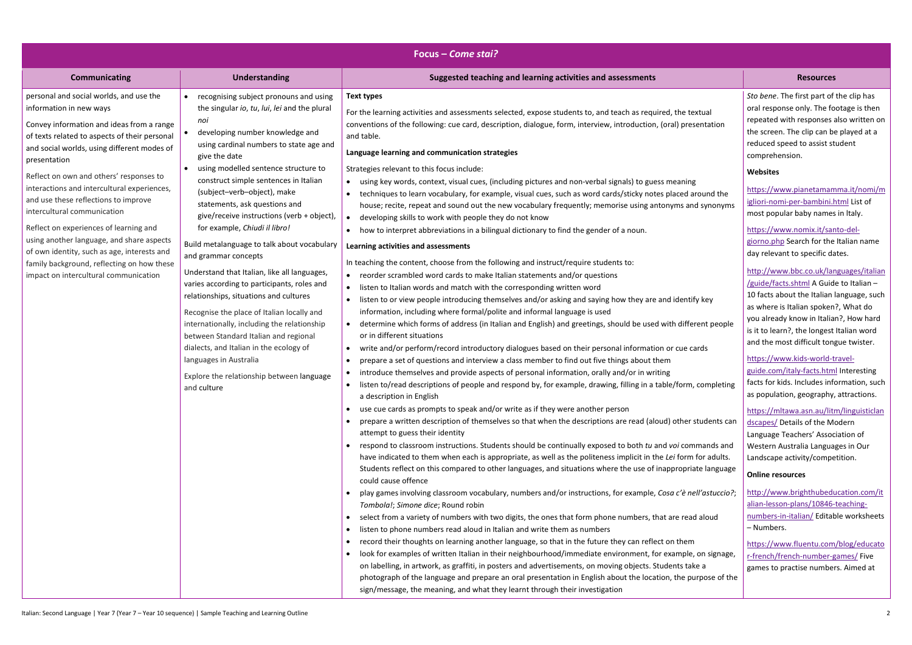| Focus – *Come stai?* | | | |
|---|---|---|---|
| **Communicating** | **Understanding** | **Suggested teaching and learning activities and assessments** | **Resources** |
| personal and social worlds, and use the information in new ways<br><br>Convey information and ideas from a range of texts related to aspects of their personal and social worlds, using different modes of presentation<br><br>Reflect on own and others' responses to interactions and intercultural experiences, and use these reflections to improve intercultural communication<br><br>Reflect on experiences of learning and using another language, and share aspects of own identity, such as age, interests and family background, reflecting on how these impact on intercultural communication | • recognising subject pronouns and using the singular *io*, *tu*, *lui*, *lei* and the plural *noi*<br>• developing number knowledge and using cardinal numbers to state age and give the date<br>• using modelled sentence structure to construct simple sentences in Italian (subject–verb–object), make statements, ask questions and give/receive instructions (verb + object), for example, *Chiudi il libro!*<br><br>Build metalanguage to talk about vocabulary and grammar concepts<br><br>Understand that Italian, like all languages, varies according to participants, roles and relationships, situations and cultures<br><br>Recognise the place of Italian locally and internationally, including the relationship between Standard Italian and regional dialects, and Italian in the ecology of languages in Australia<br><br>Explore the relationship between language and culture | **Text types**<br><br>For the learning activities and assessments selected, expose students to, and teach as required, the textual conventions of the following: cue card, description, dialogue, form, interview, introduction, (oral) presentation and table.<br><br>**Language learning and communication strategies**<br><br>Strategies relevant to this focus include:<br>• using key words, context, visual cues, (including pictures and non-verbal signals) to guess meaning<br>• techniques to learn vocabulary, for example, visual cues, such as word cards/sticky notes placed around the house; recite, repeat and sound out the new vocabulary frequently; memorise using antonyms and synonyms<br>• developing skills to work with people they do not know<br>• how to interpret abbreviations in a bilingual dictionary to find the gender of a noun.<br><br>**Learning activities and assessments**<br><br>In teaching the content, choose from the following and instruct/require students to:<br>• reorder scrambled word cards to make Italian statements and/or questions<br>• listen to Italian words and match with the corresponding written word<br>• listen to or view people introducing themselves and/or asking and saying how they are and identify key information, including where formal/polite and informal language is used<br>• determine which forms of address (in Italian and English) and greetings, should be used with different people or in different situations<br>• write and/or perform/record introductory dialogues based on their personal information or cue cards<br>• prepare a set of questions and interview a class member to find out five things about them<br>• introduce themselves and provide aspects of personal information, orally and/or in writing<br>• listen to/read descriptions of people and respond by, for example, drawing, filling in a table/form, completing a description in English<br>• use cue cards as prompts to speak and/or write as if they were another person<br>• prepare a written description of themselves so that when the descriptions are read (aloud) other students can attempt to guess their identity<br>• respond to classroom instructions. Students should be continually exposed to both *tu* and *voi* commands and have indicated to them when each is appropriate, as well as the politeness implicit in the *Lei* form for adults. Students reflect on this compared to other languages, and situations where the use of inappropriate language could cause offence<br>• play games involving classroom vocabulary, numbers and/or instructions, for example, *Cosa c'è nell'astuccio?*; *Tombola!*; *Simone dice*; Round robin<br>• select from a variety of numbers with two digits, the ones that form phone numbers, that are read aloud<br>• listen to phone numbers read aloud in Italian and write them as numbers<br>• record their thoughts on learning another language, so that in the future they can reflect on them<br>• look for examples of written Italian in their neighbourhood/immediate environment, for example, on signage, on labelling, in artwork, as graffiti, in posters and advertisements, on moving objects. Students take a photograph of the language and prepare an oral presentation in English about the location, the purpose of the sign/message, the meaning, and what they learnt through their investigation | *Sto bene*. The first part of the clip has oral response only. The footage is then repeated with responses also written on the screen. The clip can be played at a reduced speed to assist student comprehension.<br><br>**Websites**<br><br>https://www.pianetamamma.it/nomi/migliori-nomi-per-bambini.html List of most popular baby names in Italy.<br><br>https://www.nomix.it/santo-del-giorno.php Search for the Italian name day relevant to specific dates.<br><br>http://www.bbc.co.uk/languages/italian/guide/facts.shtml A Guide to Italian – 10 facts about the Italian language, such as where is Italian spoken?, What do you already know in Italian?, How hard is it to learn?, the longest Italian word and the most difficult tongue twister.<br><br>https://www.kids-world-travel-guide.com/italy-facts.html Interesting facts for kids. Includes information, such as population, geography, attractions.<br><br>https://mltawa.asn.au/litm/linguisticlandscapes/ Details of the Modern Language Teachers' Association of Western Australia Languages in Our Landscape activity/competition.<br><br>**Online resources**<br><br>http://www.brighthubeducation.com/italian-lesson-plans/10846-teaching-numbers-in-italian/ Editable worksheets – Numbers.<br><br>https://www.fluentu.com/blog/educator-french/french-number-games/ Five games to practise numbers. Aimed at |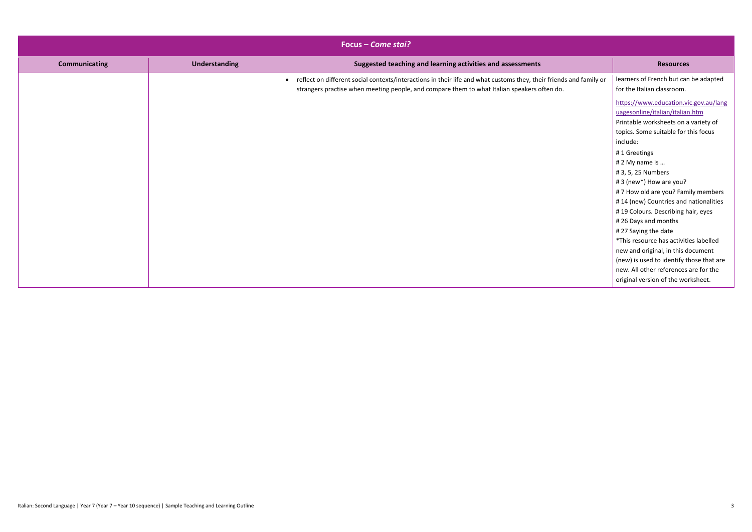| Focus – *Come stai?* | | | |
|---|---|---|---|
| **Communicating** | **Understanding** | **Suggested teaching and learning activities and assessments** | **Resources** |
| | | • reflect on different social contexts/interactions in their life and what customs they, their friends and family or strangers practise when meeting people, and compare them to what Italian speakers often do. | learners of French but can be adapted for the Italian classroom.<br><br>https://www.education.vic.gov.au/languagesonline/italian/italian.htm<br>Printable worksheets on a variety of topics. Some suitable for this focus include:<br># 1 Greetings<br># 2 My name is …<br># 3, 5, 25 Numbers<br># 3 (new*) How are you?<br># 7 How old are you? Family members<br># 14 (new) Countries and nationalities<br># 19 Colours. Describing hair, eyes<br># 26 Days and months<br># 27 Saying the date<br>*This resource has activities labelled new and original, in this document (new) is used to identify those that are new. All other references are for the original version of the worksheet. |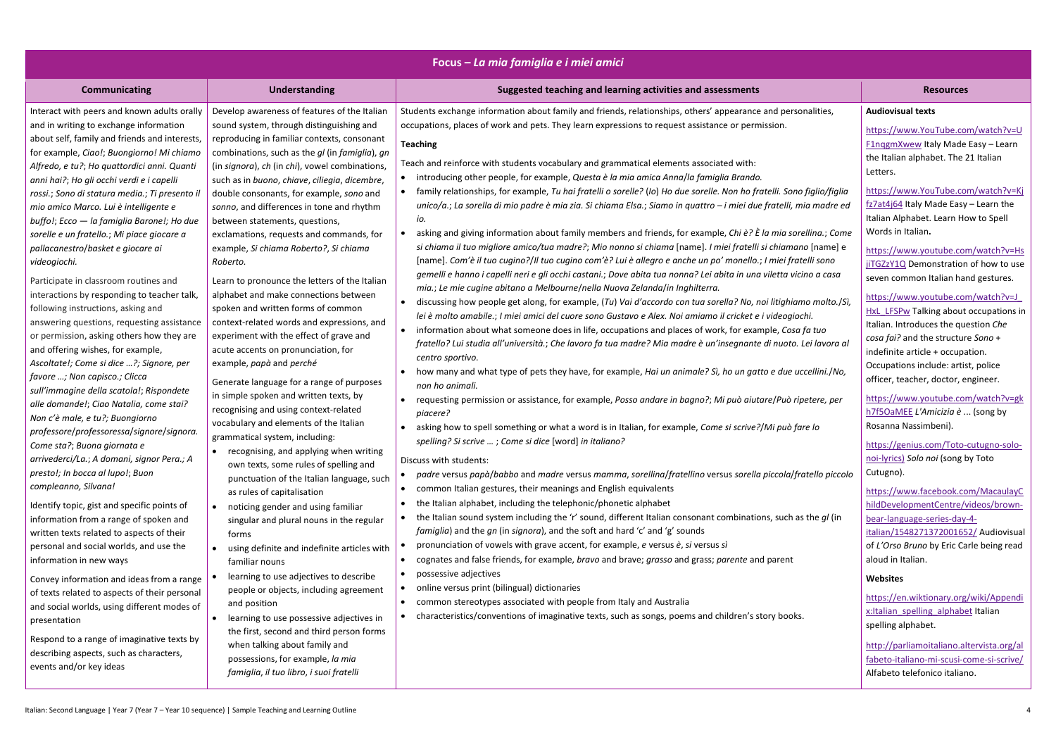## Focus – *La mia famiglia e i miei amici*

| Communicating | Understanding | Suggested teaching and learning activities and assessments | Resources |
|---|---|---|---|
| Interact with peers and known adults orally and in writing to exchange information about self, family and friends and interests, for example, *Ciao!*; *Buongiorno! Mi chiamo Alfredo, e tu?*; *Ho quattordici anni. Quanti anni hai?*; *Ho gli occhi verdi e i capelli rossi.*; *Sono di statura media.*; *Ti presento il mio amico Marco. Lui è intelligente e buffo!*; *Ecco — la famiglia Barone!*; *Ho due sorelle e un fratello.*; *Mi piace giocare a pallacanestro/basket e giocare ai videogiochi.*<br><br>Participate in classroom routines and interactions by responding to teacher talk, following instructions, asking and answering questions, requesting assistance or permission, asking others how they are and offering wishes, for example, *Ascoltate!*; *Come si dice …?*; *Signore, per favore …*; *Non capisco.*; *Clicca sull'immagine della scatola!*; *Rispondete alle domande!*; *Ciao Natalia, come stai? Non c'è male, e tu?*; *Buongiorno professore/professoressa/signore/signora. Come sta?*; *Buona giornata e arrivederci/La.*; *A domani, signor Pera.*; *A presto!*; *In bocca al lupo!*; *Buon compleanno, Silvana!*<br><br>Identify topic, gist and specific points of information from a range of spoken and written texts related to aspects of their personal and social worlds, and use the information in new ways<br><br>Convey information and ideas from a range of texts related to aspects of their personal and social worlds, using different modes of presentation<br><br>Respond to a range of imaginative texts by describing aspects, such as characters, events and/or key ideas | Develop awareness of features of the Italian sound system, through distinguishing and reproducing in familiar contexts, consonant combinations, such as the *gl* (in *famiglia*), *gn* (in *signora*), *ch* (in *chi*), vowel combinations, such as in *buono*, *chiave*, *ciliegia*, *dicembre*, double consonants, for example, *sono* and *sonno*, and differences in tone and rhythm between statements, questions, exclamations, requests and commands, for example, *Si chiama Roberto?*, *Si chiama Roberto.*<br><br>Learn to pronounce the letters of the Italian alphabet and make connections between spoken and written forms of common context-related words and expressions, and experiment with the effect of grave and acute accents on pronunciation, for example, *papà* and *perché*<br><br>Generate language for a range of purposes in simple spoken and written texts, by recognising and using context-related vocabulary and elements of the Italian grammatical system, including:<br>• recognising, and applying when writing own texts, some rules of spelling and punctuation of the Italian language, such as rules of capitalisation<br>• noticing gender and using familiar singular and plural nouns in the regular forms<br>• using definite and indefinite articles with familiar nouns<br>• learning to use adjectives to describe people or objects, including agreement and position<br>• learning to use possessive adjectives in the first, second and third person forms when talking about family and possessions, for example, *la mia famiglia*, *il tuo libro*, *i suoi fratelli* | Students exchange information about family and friends, relationships, others' appearance and personalities, occupations, places of work and pets. They learn expressions to request assistance or permission.<br><br>**Teaching**<br><br>Teach and reinforce with students vocabulary and grammatical elements associated with:<br>• introducing other people, for example, *Questa è la mia amica Anna/la famiglia Brando.*<br>• family relationships, for example, *Tu hai fratelli o sorelle?* (*Io*) *Ho due sorelle. Non ho fratelli. Sono figlio/figlia unico/a.*; *La sorella di mio padre è mia zia. Si chiama Elsa.*; *Siamo in quattro – i miei due fratelli, mia madre ed io.*<br>• asking and giving information about family members and friends, for example, *Chi è? È la mia sorellina.*; *Come si chiama il tuo migliore amico/tua madre?*; *Mio nonno si chiama* [name]. *I miei fratelli si chiamano* [name] e [name]. *Com'è il tuo cugino?/Il tuo cugino com'è? Lui è allegro e anche un po' monello.*; *I miei fratelli sono gemelli e hanno i capelli neri e gli occhi castani.*; *Dove abita tua nonna? Lei abita in una viletta vicino a casa mia.*; *Le mie cugine abitano a Melbourne/nella Nuova Zelanda/in Inghilterra.*<br>• discussing how people get along, for example, (*Tu*) *Vai d'accordo con tua sorella? No, noi litighiamo molto./Sì, lei è molto amabile.*; *I miei amici del cuore sono Gustavo e Alex. Noi amiamo il cricket e i videogiochi.*<br>• information about what someone does in life, occupations and places of work, for example, *Cosa fa tuo fratello? Lui studia all'università.*; *Che lavoro fa tua madre? Mia madre è un'insegnante di nuoto. Lei lavora al centro sportivo.*<br>• how many and what type of pets they have, for example, *Hai un animale? Sì, ho un gatto e due uccellini./No, non ho animali.*<br>• requesting permission or assistance, for example, *Posso andare in bagno?*; *Mi può aiutare/Può ripetere, per piacere?*<br>• asking how to spell something or what a word is in Italian, for example, *Come si scrive?/Mi può fare lo spelling? Si scrive …* ; *Come si dice* [word] *in italiano?*<br><br>Discuss with students:<br>• *padre* versus *papà*/*babbo* and *madre* versus *mamma*, *sorellina*/*fratellino* versus *sorella piccola*/*fratello piccolo*<br>• common Italian gestures, their meanings and English equivalents<br>• the Italian alphabet, including the telephonic/phonetic alphabet<br>• the Italian sound system including the 'r' sound, different Italian consonant combinations, such as the *gl* (in *famiglia*) and the *gn* (in *signora*), and the soft and hard 'c' and 'g' sounds<br>• pronunciation of vowels with grave accent, for example, *e* versus *è*, *si* versus *sì*<br>• cognates and false friends, for example, *bravo* and brave; *grasso* and grass; *parente* and parent<br>• possessive adjectives<br>• online versus print (bilingual) dictionaries<br>• common stereotypes associated with people from Italy and Australia<br>• characteristics/conventions of imaginative texts, such as songs, poems and children's story books. | **Audiovisual texts**<br><br>https://www.YouTube.com/watch?v=UF1nqgmXwew Italy Made Easy – Learn the Italian alphabet. The 21 Italian Letters.<br><br>https://www.YouTube.com/watch?v=Kjfz7at4j64 Italy Made Easy – Learn the Italian Alphabet. Learn How to Spell Words in Italian**.**<br><br>https://www.youtube.com/watch?v=HsjiTGZzY1Q Demonstration of how to use seven common Italian hand gestures.<br><br>https://www.youtube.com/watch?v=J_HxL_LFSPw Talking about occupations in Italian. Introduces the question *Che cosa fai?* and the structure *Sono* + indefinite article + occupation. Occupations include: artist, police officer, teacher, doctor, engineer.<br><br>https://www.youtube.com/watch?v=gkh7f5OaMEE *L'Amicizia è …* (song by Rosanna Nassimbeni).<br><br>https://genius.com/Toto-cutugno-solo-noi-lyrics) *Solo noi* (song by Toto Cutugno).<br><br>https://www.facebook.com/MacaulayChildDevelopmentCentre/videos/brown-bear-language-series-day-4-italian/1548271372001652/ Audiovisual of *L'Orso Bruno* by Eric Carle being read aloud in Italian.<br><br>**Websites**<br><br>https://en.wiktionary.org/wiki/Appendix:Italian_spelling_alphabet Italian spelling alphabet.<br><br>http://parliamoitaliano.altervista.org/alfabeto-italiano-mi-scusi-come-si-scrive/ Alfabeto telefonico italiano. |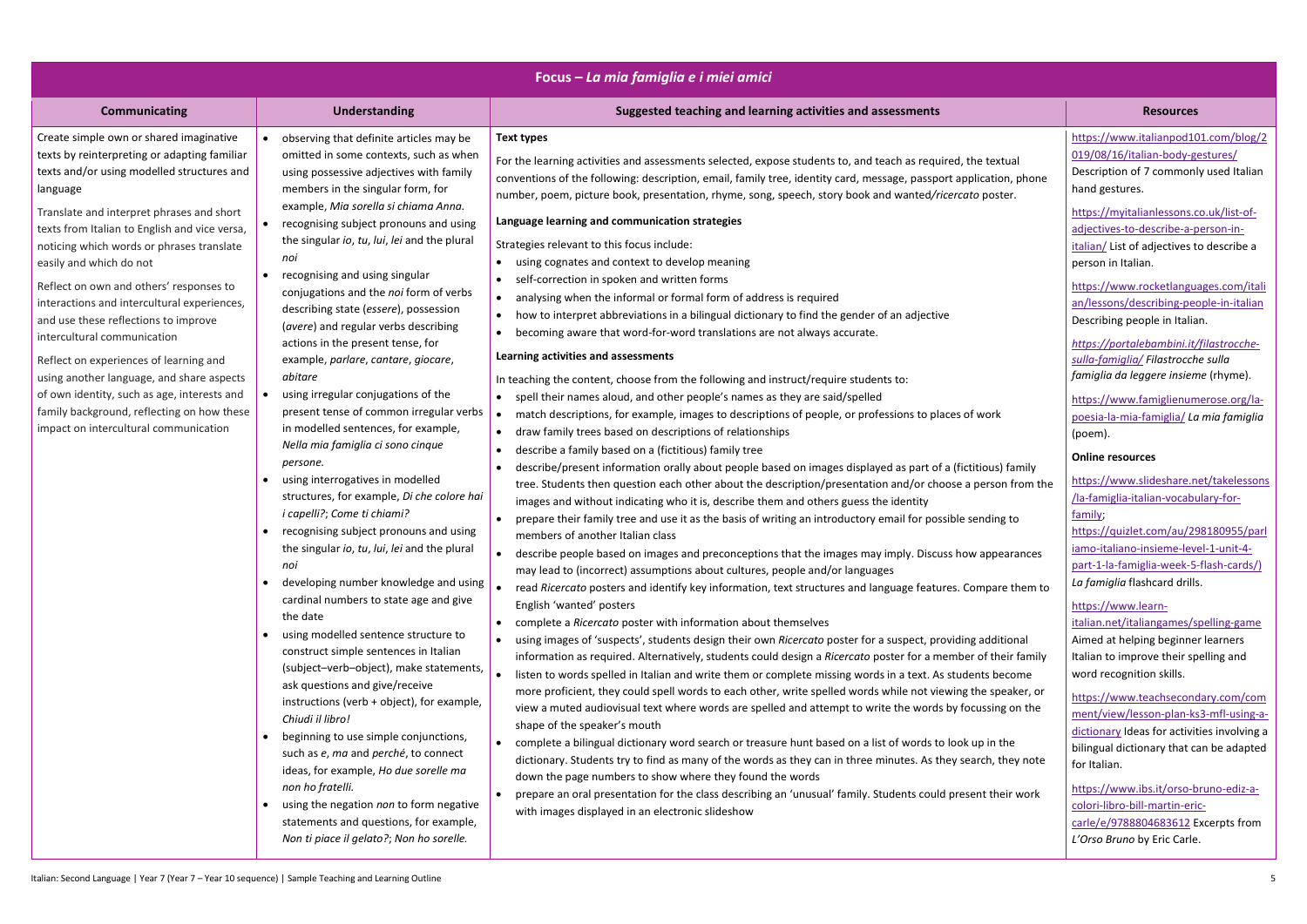## Focus – *La mia famiglia e i miei amici*

| Communicating | Understanding | Suggested teaching and learning activities and assessments | Resources |
|---|---|---|---|
| Create simple own or shared imaginative texts by reinterpreting or adapting familiar texts and/or using modelled structures and language<br><br>Translate and interpret phrases and short texts from Italian to English and vice versa, noticing which words or phrases translate easily and which do not<br><br>Reflect on own and others' responses to interactions and intercultural experiences, and use these reflections to improve intercultural communication<br><br>Reflect on experiences of learning and using another language, and share aspects of own identity, such as age, interests and family background, reflecting on how these impact on intercultural communication | • observing that definite articles may be omitted in some contexts, such as when using possessive adjectives with family members in the singular form, for example, *Mia sorella si chiama Anna.*<br>• recognising subject pronouns and using the singular *io*, *tu*, *lui*, *lei* and the plural *noi*<br>• recognising and using singular conjugations and the *noi* form of verbs describing state (*essere*), possession (*avere*) and regular verbs describing actions in the present tense, for example, *parlare*, *cantare*, *giocare*, *abitare*<br>• using irregular conjugations of the present tense of common irregular verbs in modelled sentences, for example, *Nella mia famiglia ci sono cinque persone.*<br>• using interrogatives in modelled structures, for example, *Di che colore hai i capelli?*; *Come ti chiami?*<br>• recognising subject pronouns and using the singular *io*, *tu*, *lui*, *lei* and the plural *noi*<br>• developing number knowledge and using cardinal numbers to state age and give the date<br>• using modelled sentence structure to construct simple sentences in Italian (subject–verb–object), make statements, ask questions and give/receive instructions (verb + object), for example, *Chiudi il libro!*<br>• beginning to use simple conjunctions, such as *e*, *ma* and *perché*, to connect ideas, for example, *Ho due sorelle ma non ho fratelli.*<br>• using the negation *non* to form negative statements and questions, for example, *Non ti piace il gelato?*; *Non ho sorelle.* | **Text types**<br><br>For the learning activities and assessments selected, expose students to, and teach as required, the textual conventions of the following: description, email, family tree, identity card, message, passport application, phone number, poem, picture book, presentation, rhyme, song, speech, story book and wanted/*ricercato* poster.<br><br>**Language learning and communication strategies**<br><br>Strategies relevant to this focus include:<br>• using cognates and context to develop meaning<br>• self-correction in spoken and written forms<br>• analysing when the informal or formal form of address is required<br>• how to interpret abbreviations in a bilingual dictionary to find the gender of an adjective<br>• becoming aware that word-for-word translations are not always accurate.<br><br>**Learning activities and assessments**<br><br>In teaching the content, choose from the following and instruct/require students to:<br>• spell their names aloud, and other people's names as they are said/spelled<br>• match descriptions, for example, images to descriptions of people, or professions to places of work<br>• draw family trees based on descriptions of relationships<br>• describe a family based on a (fictitious) family tree<br>• describe/present information orally about people based on images displayed as part of a (fictitious) family tree. Students then question each other about the description/presentation and/or choose a person from the images and without indicating who it is, describe them and others guess the identity<br>• prepare their family tree and use it as the basis of writing an introductory email for possible sending to members of another Italian class<br>• describe people based on images and preconceptions that the images may imply. Discuss how appearances may lead to (incorrect) assumptions about cultures, people and/or languages<br>• read *Ricercato* posters and identify key information, text structures and language features. Compare them to English 'wanted' posters<br>• complete a *Ricercato* poster with information about themselves<br>• using images of 'suspects', students design their own *Ricercato* poster for a suspect, providing additional information as required. Alternatively, students could design a *Ricercato* poster for a member of their family<br>• listen to words spelled in Italian and write them or complete missing words in a text. As students become more proficient, they could spell words to each other, write spelled words while not viewing the speaker, or view a muted audiovisual text where words are spelled and attempt to write the words by focussing on the shape of the speaker's mouth<br>• complete a bilingual dictionary word search or treasure hunt based on a list of words to look up in the dictionary. Students try to find as many of the words as they can in three minutes. As they search, they note down the page numbers to show where they found the words<br>• prepare an oral presentation for the class describing an 'unusual' family. Students could present their work with images displayed in an electronic slideshow | https://www.italianpod101.com/blog/2019/08/16/italian-body-gestures/ Description of 7 commonly used Italian hand gestures.<br><br>https://myitalianlessons.co.uk/list-of-adjectives-to-describe-a-person-in-italian/ List of adjectives to describe a person in Italian.<br><br>https://www.rocketlanguages.com/italian/lessons/describing-people-in-italian Describing people in Italian.<br><br>*https://portalebambini.it/filastrocche-sulla-famiglia/ Filastrocche sulla famiglia da leggere insieme* (rhyme).<br><br>https://www.famiglienumerose.org/la-poesia-la-mia-famiglia/ *La mia famiglia* (poem).<br><br>**Online resources**<br><br>https://www.slideshare.net/takelessons/la-famiglia-italian-vocabulary-for-family;<br>https://quizlet.com/au/298180955/parliamo-italiano-insieme-level-1-unit-4-part-1-la-famiglia-week-5-flash-cards/) *La famiglia* flashcard drills.<br><br>https://www.learn-italian.net/italiangames/spelling-game Aimed at helping beginner learners Italian to improve their spelling and word recognition skills.<br><br>https://www.teachsecondary.com/comment/view/lesson-plan-ks3-mfl-using-a-dictionary Ideas for activities involving a bilingual dictionary that can be adapted for Italian.<br><br>https://www.ibs.it/orso-bruno-ediz-a-colori-libro-bill-martin-eric-carle/e/9788804683612 Excerpts from *L'Orso Bruno* by Eric Carle. |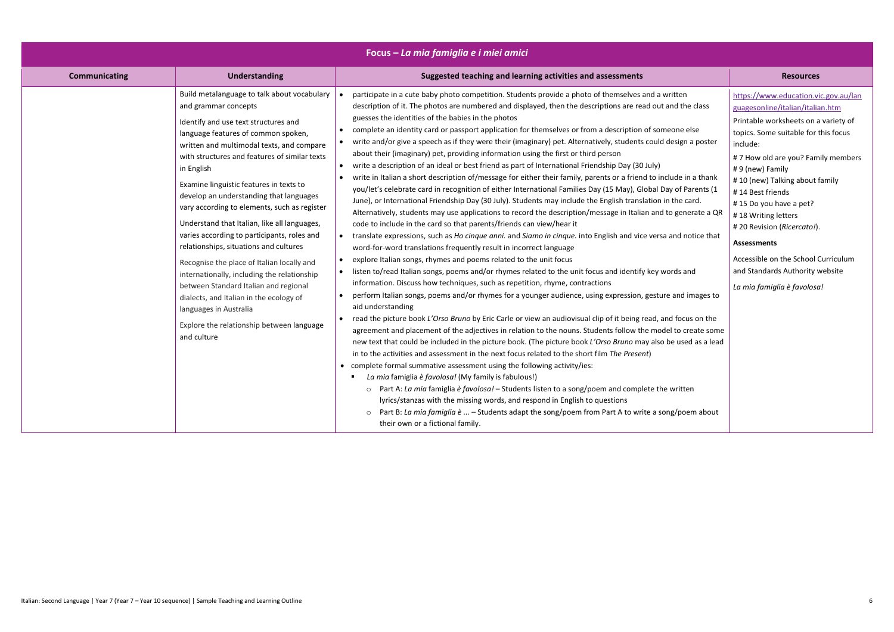| Focus – *La mia famiglia e i miei amici* | | | |
|---|---|---|---|
| **Communicating** | **Understanding** | **Suggested teaching and learning activities and assessments** | **Resources** |
| | Build metalanguage to talk about vocabulary and grammar concepts<br><br>Identify and use text structures and language features of common spoken, written and multimodal texts, and compare with structures and features of similar texts in English<br><br>Examine linguistic features in texts to develop an understanding that languages vary according to elements, such as register<br><br>Understand that Italian, like all languages, varies according to participants, roles and relationships, situations and cultures<br><br>Recognise the place of Italian locally and internationally, including the relationship between Standard Italian and regional dialects, and Italian in the ecology of languages in Australia<br><br>Explore the relationship between language and culture | • participate in a cute baby photo competition. Students provide a photo of themselves and a written description of it. The photos are numbered and displayed, then the descriptions are read out and the class guesses the identities of the babies in the photos<br>• complete an identity card or passport application for themselves or from a description of someone else<br>• write and/or give a speech as if they were their (imaginary) pet. Alternatively, students could design a poster about their (imaginary) pet, providing information using the first or third person<br>• write a description of an ideal or best friend as part of International Friendship Day (30 July)<br>• write in Italian a short description of/message for either their family, parents or a friend to include in a thank you/let's celebrate card in recognition of either International Families Day (15 May), Global Day of Parents (1 June), or International Friendship Day (30 July). Students may include the English translation in the card. Alternatively, students may use applications to record the description/message in Italian and to generate a QR code to include in the card so that parents/friends can view/hear it<br>• translate expressions, such as *Ho cinque anni.* and *Siamo in cinque.* into English and vice versa and notice that word-for-word translations frequently result in incorrect language<br>• explore Italian songs, rhymes and poems related to the unit focus<br>• listen to/read Italian songs, poems and/or rhymes related to the unit focus and identify key words and information. Discuss how techniques, such as repetition, rhyme, contractions<br>• perform Italian songs, poems and/or rhymes for a younger audience, using expression, gesture and images to aid understanding<br>• read the picture book *L'Orso Bruno* by Eric Carle or view an audiovisual clip of it being read, and focus on the agreement and placement of the adjectives in relation to the nouns. Students follow the model to create some new text that could be included in the picture book. (The picture book *L'Orso Bruno* may also be used as a lead in to the activities and assessment in the next focus related to the short film *The Present*)<br>• complete formal summative assessment using the following activity/ies:<br>  ▪ *La mia* famiglia *è favolosa!* (My family is fabulous!)<br>    ○ Part A: *La mia* famiglia *è favolosa!* – Students listen to a song/poem and complete the written lyrics/stanzas with the missing words, and respond in English to questions<br>    ○ Part B: *La mia famiglia è …* – Students adapt the song/poem from Part A to write a song/poem about their own or a fictional family. | https://www.education.vic.gov.au/languagesonline/italian/italian.htm<br><br>Printable worksheets on a variety of topics. Some suitable for this focus include:<br># 7 How old are you? Family members<br># 9 (new) Family<br># 10 (new) Talking about family<br># 14 Best friends<br># 15 Do you have a pet?<br># 18 Writing letters<br># 20 Revision (*Ricercato!*).<br><br>**Assessments**<br><br>Accessible on the School Curriculum and Standards Authority website<br><br>*La mia famiglia è favolosa!* |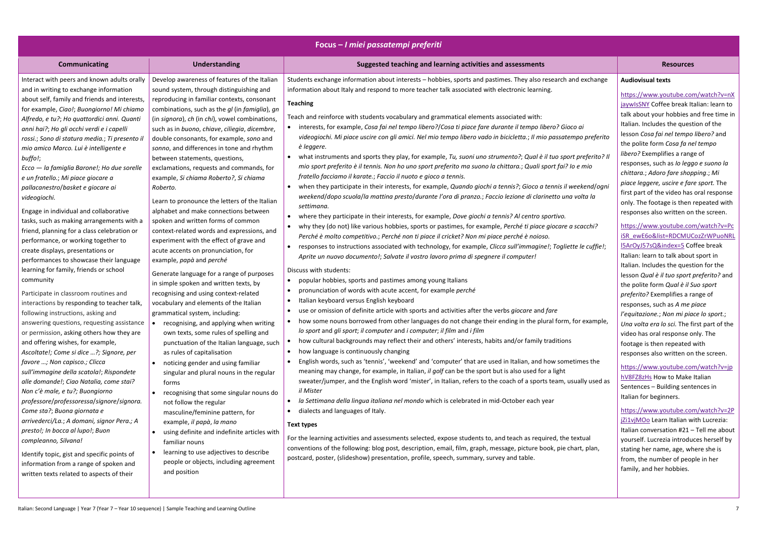## Focus – *I miei passatempi preferiti*

| Communicating | Understanding | Suggested teaching and learning activities and assessments | Resources |
|---|---|---|---|
| Interact with peers and known adults orally and in writing to exchange information about self, family and friends and interests, for example, *Ciao!*; *Buongiorno! Mi chiamo Alfredo, e tu?*; *Ho quattordici anni. Quanti anni hai?*; *Ho gli occhi verdi e i capelli rossi.*; *Sono di statura media.*; *Ti presento il mio amico Marco. Lui è intelligente e buffo!*; *Ecco — la famiglia Barone!*; *Ho due sorelle e un fratello.*; *Mi piace giocare a pallacanestro/basket e giocare ai videogiochi.*<br><br>Engage in individual and collaborative tasks, such as making arrangements with a friend, planning for a class celebration or performance, or working together to create displays, presentations or performances to showcase their language learning for family, friends or school community<br><br>Participate in classroom routines and interactions by responding to teacher talk, following instructions, asking and answering questions, requesting assistance or permission, asking others how they are and offering wishes, for example, *Ascoltate!*; *Come si dice …?*; *Signore, per favore …*; *Non capisco.*; *Clicca sull'immagine della scatola!*; *Rispondete alle domande!*; *Ciao Natalia, come stai? Non c'è male, e tu?*; *Buongiorno professore/professoressa/signore/signora. Come sta?*; *Buona giornata e arrivederci/La.*; *A domani, signor Pera.*; *A presto!*; *In bocca al lupo!*; *Buon compleanno, Silvana!*<br><br>Identify topic, gist and specific points of information from a range of spoken and written texts related to aspects of their | Develop awareness of features of the Italian sound system, through distinguishing and reproducing in familiar contexts, consonant combinations, such as the *gl* (in *famiglia*), *gn* (in *signora*), *ch* (in *chi*), vowel combinations, such as in *buono*, *chiave*, *ciliegia*, *dicembre*, double consonants, for example, *sono* and *sonno*, and differences in tone and rhythm between statements, questions, exclamations, requests and commands, for example, *Si chiama Roberto?*, *Si chiama Roberto.*<br><br>Learn to pronounce the letters of the Italian alphabet and make connections between spoken and written forms of common context-related words and expressions, and experiment with the effect of grave and acute accents on pronunciation, for example, *papà* and *perché*<br><br>Generate language for a range of purposes in simple spoken and written texts, by recognising and using context-related vocabulary and elements of the Italian grammatical system, including:<br>• recognising, and applying when writing own texts, some rules of spelling and punctuation of the Italian language, such as rules of capitalisation<br>• noticing gender and using familiar singular and plural nouns in the regular forms<br>• recognising that some singular nouns do not follow the regular masculine/feminine pattern, for example, *il papà*, *la mano*<br>• using definite and indefinite articles with familiar nouns<br>• learning to use adjectives to describe people or objects, including agreement and position | Students exchange information about interests – hobbies, sports and pastimes. They also research and exchange information about Italy and respond to more teacher talk associated with electronic learning.<br><br>**Teaching**<br><br>Teach and reinforce with students vocabulary and grammatical elements associated with:<br>• interests, for example, *Cosa fai nel tempo libero?*/*Cosa ti piace fare durante il tempo libero? Gioco ai videogiochi. Mi piace uscire con gli amici. Nel mio tempo libero vado in bicicletta.*; *Il mio passatempo preferito è leggere.*<br>• what instruments and sports they play, for example, *Tu, suoni uno strumento?*; *Qual è il tuo sport preferito? Il mio sport preferito è il tennis. Non ho uno sport preferito ma suono la chittara.*; *Quali sport fai? Io e mio fratello facciamo il karate.*; *Faccio il nuoto e gioco a tennis.*<br>• when they participate in their interests, for example, *Quando giochi a tennis?*; *Gioco a tennis il weekend/ogni weekend/dopo scuola/la mattina presto/durante l'ora di pranzo.*; *Faccio lezione di clarinetto una volta la settimana.*<br>• where they participate in their interests, for example, *Dove giochi a tennis? Al centro sportivo.*<br>• why they (do not) like various hobbies, sports or pastimes, for example, *Perché ti piace giocare a scacchi? Perché è molto competitivo.*; *Perché non ti piace il cricket? Non mi piace perché è noioso.*<br>• responses to instructions associated with technology, for example, *Clicca sull'immagine!*; *Togliette le cuffie!*; *Aprite un nuovo documento!*; *Salvate il vostro lavoro prima di spegnere il computer!*<br><br>Discuss with students:<br>• popular hobbies, sports and pastimes among young Italians<br>• pronunciation of words with acute accent, for example *perché*<br>• Italian keyboard versus English keyboard<br>• use or omission of definite article with sports and activities after the verbs *giocare* and *fare*<br>• how some nouns borrowed from other languages do not change their ending in the plural form, for example, *lo sport* and *gli sport*; *il computer* and *i computer*; *il film* and *i film*<br>• how cultural backgrounds may reflect their and others' interests, habits and/or family traditions<br>• how language is continuously changing<br>• English words, such as 'tennis', 'weekend' and 'computer' that are used in Italian, and how sometimes the meaning may change, for example, in Italian, *il golf* can be the sport but is also used for a light sweater/jumper, and the English word 'mister', in Italian, refers to the coach of a sports team, usually used as *il Mister*<br>• *la Settimana della lingua italiana nel mondo* which is celebrated in mid-October each year<br>• dialects and languages of Italy.<br><br>**Text types**<br><br>For the learning activities and assessments selected, expose students to, and teach as required, the textual conventions of the following: blog post, description, email, film, graph, message, picture book, pie chart, plan, postcard, poster, (slideshow) presentation, profile, speech, summary, survey and table. | **Audiovisual texts**<br><br>https://www.youtube.com/watch?v=nXjaywIsSNY Coffee break Italian: learn to talk about your hobbies and free time in Italian. Includes the question of the lesson *Cosa fai nel tempo libero?* and the polite form *Cosa fa nel tempo libero?* Exemplifies a range of responses, such as *Io leggo e suono la chittara.*; *Adoro fare shopping.*; *Mi piace leggere, uscire e fare sport.* The first part of the video has oral response only. The footage is then repeated with responses also written on the screen.<br><br>https://www.youtube.com/watch?v=PciSR_ewE6o&list=RDCMUCozZrWPuoNRLl5ArOyJ57sQ&index=5 Coffee break Italian: learn to talk about sport in Italian. Includes the question for the lesson *Qual è il tuo sport preferito?* and the polite form *Qual è il Suo sport preferito?* Exemplifies a range of responses, such as *A me piace l'equitazione.*; *Non mi piace lo sport.*; *Una volta era lo sci.* The first part of the video has oral response only. The footage is then repeated with responses also written on the screen.<br><br>https://www.youtube.com/watch?v=jphV8FZ8zHs How to Make Italian Sentences – Building sentences in Italian for beginners.<br><br>https://www.youtube.com/watch?v=2PjZi1vjMOo Learn Italian with Lucrezia: Italian conversation #21 – Tell me about yourself. Lucrezia introduces herself by stating her name, age, where she is from, the number of people in her family, and her hobbies. |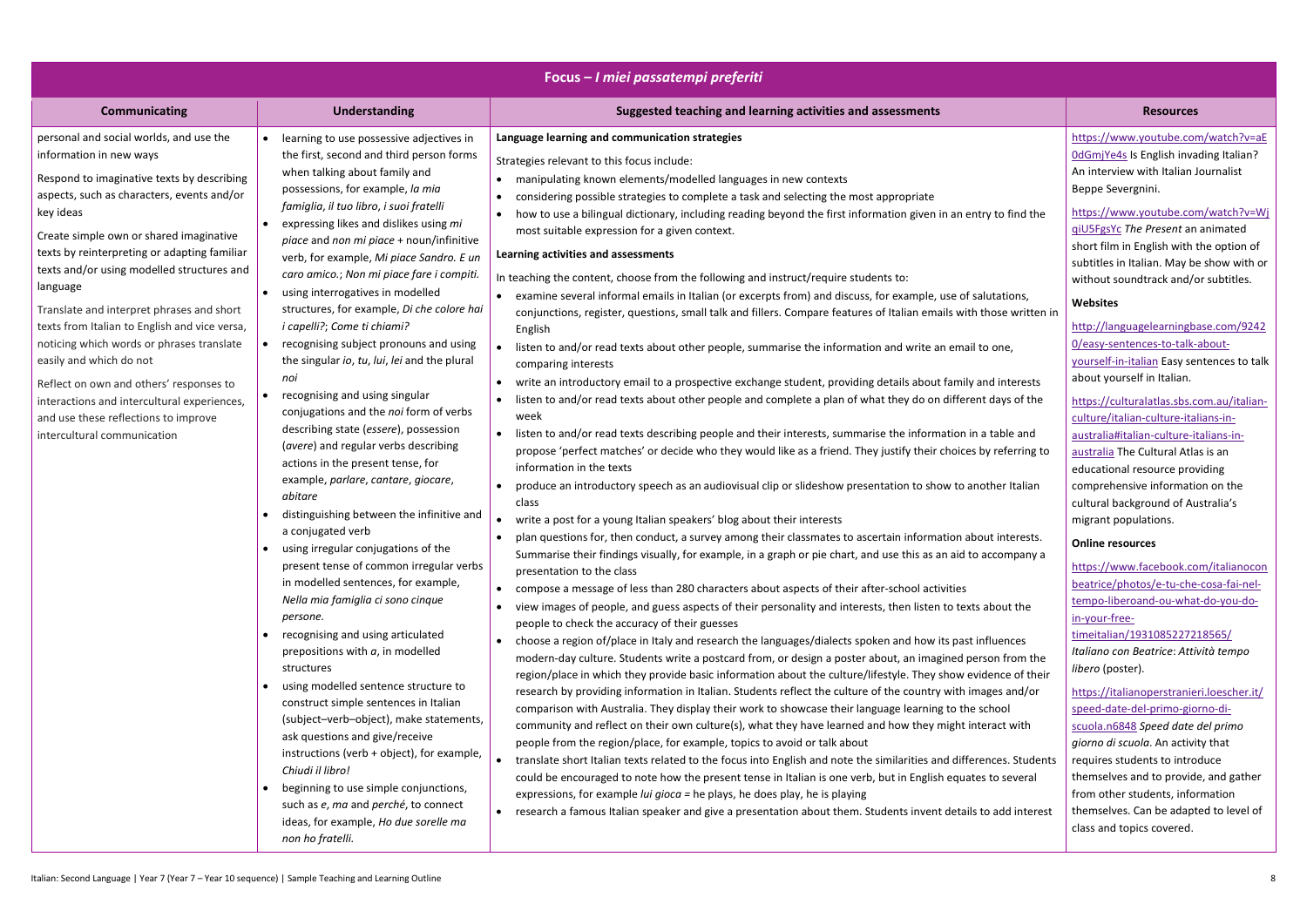## Focus – *I miei passatempi preferiti*

| Communicating | Understanding | Suggested teaching and learning activities and assessments | Resources |
|---|---|---|---|
| personal and social worlds, and use the information in new ways<br><br>Respond to imaginative texts by describing aspects, such as characters, events and/or key ideas<br><br>Create simple own or shared imaginative texts by reinterpreting or adapting familiar texts and/or using modelled structures and language<br><br>Translate and interpret phrases and short texts from Italian to English and vice versa, noticing which words or phrases translate easily and which do not<br><br>Reflect on own and others' responses to interactions and intercultural experiences, and use these reflections to improve intercultural communication | • learning to use possessive adjectives in the first, second and third person forms when talking about family and possessions, for example, *la mia famiglia*, *il tuo libro*, *i suoi fratelli*<br>• expressing likes and dislikes using *mi piace* and *non mi piace* + noun/infinitive verb, for example, *Mi piace Sandro. E un caro amico.*; *Non mi piace fare i compiti.*<br>• using interrogatives in modelled structures, for example, *Di che colore hai i capelli?*; *Come ti chiami?*<br>• recognising subject pronouns and using the singular *io*, *tu*, *lui*, *lei* and the plural *noi*<br>• recognising and using singular conjugations and the *noi* form of verbs describing state (*essere*), possession (*avere*) and regular verbs describing actions in the present tense, for example, *parlare*, *cantare*, *giocare*, *abitare*<br>• distinguishing between the infinitive and a conjugated verb<br>• using irregular conjugations of the present tense of common irregular verbs in modelled sentences, for example, *Nella mia famiglia ci sono cinque persone.*<br>• recognising and using articulated prepositions with *a*, in modelled structures<br>• using modelled sentence structure to construct simple sentences in Italian (subject–verb–object), make statements, ask questions and give/receive instructions (verb + object), for example, *Chiudi il libro!*<br>• beginning to use simple conjunctions, such as *e*, *ma* and *perché*, to connect ideas, for example, *Ho due sorelle ma non ho fratelli.* | **Language learning and communication strategies**<br><br>Strategies relevant to this focus include:<br>• manipulating known elements/modelled languages in new contexts<br>• considering possible strategies to complete a task and selecting the most appropriate<br>• how to use a bilingual dictionary, including reading beyond the first information given in an entry to find the most suitable expression for a given context.<br><br>**Learning activities and assessments**<br><br>In teaching the content, choose from the following and instruct/require students to:<br>• examine several informal emails in Italian (or excerpts from) and discuss, for example, use of salutations, conjunctions, register, questions, small talk and fillers. Compare features of Italian emails with those written in English<br>• listen to and/or read texts about other people, summarise the information and write an email to one, comparing interests<br>• write an introductory email to a prospective exchange student, providing details about family and interests<br>• listen to and/or read texts about other people and complete a plan of what they do on different days of the week<br>• listen to and/or read texts describing people and their interests, summarise the information in a table and propose 'perfect matches' or decide who they would like as a friend. They justify their choices by referring to information in the texts<br>• produce an introductory speech as an audiovisual clip or slideshow presentation to show to another Italian class<br>• write a post for a young Italian speakers' blog about their interests<br>• plan questions for, then conduct, a survey among their classmates to ascertain information about interests. Summarise their findings visually, for example, in a graph or pie chart, and use this as an aid to accompany a presentation to the class<br>• compose a message of less than 280 characters about aspects of their after-school activities<br>• view images of people, and guess aspects of their personality and interests, then listen to texts about the people to check the accuracy of their guesses<br>• choose a region of/place in Italy and research the languages/dialects spoken and how its past influences modern-day culture. Students write a postcard from, or design a poster about, an imagined person from the region/place in which they provide basic information about the culture/lifestyle. They show evidence of their research by providing information in Italian. Students reflect the culture of the country with images and/or comparison with Australia. They display their work to showcase their language learning to the school community and reflect on their own culture(s), what they have learned and how they might interact with people from the region/place, for example, topics to avoid or talk about<br>• translate short Italian texts related to the focus into English and note the similarities and differences. Students could be encouraged to note how the present tense in Italian is one verb, but in English equates to several expressions, for example *lui gioca* = he plays, he does play, he is playing<br>• research a famous Italian speaker and give a presentation about them. Students invent details to add interest | https://www.youtube.com/watch?v=aE0dGmjYe4s Is English invading Italian? An interview with Italian Journalist Beppe Severgnini.<br><br>https://www.youtube.com/watch?v=WjqiU5FgsYc *The Present* an animated short film in English with the option of subtitles in Italian. May be show with or without soundtrack and/or subtitles.<br><br>**Websites**<br><br>http://languagelearningbase.com/92420/easy-sentences-to-talk-about-yourself-in-italian Easy sentences to talk about yourself in Italian.<br><br>https://culturalatlas.sbs.com.au/italian-culture/italian-culture-italians-in-australia#italian-culture-italians-in-australia The Cultural Atlas is an educational resource providing comprehensive information on the cultural background of Australia's migrant populations.<br><br>**Online resources**<br><br>https://www.facebook.com/italianoconbeatrice/photos/e-tu-che-cosa-fai-nel-tempo-liberoand-ou-what-do-you-do-in-your-free-timeitalian/1931085227218565/ *Italiano con Beatrice*: *Attività tempo libero* (poster).<br><br>https://italianoperstranieri.loescher.it/speed-date-del-primo-giorno-di-scuola.n6848 *Speed date del primo giorno di scuola*. An activity that requires students to introduce themselves and to provide, and gather from other students, information themselves. Can be adapted to level of class and topics covered. |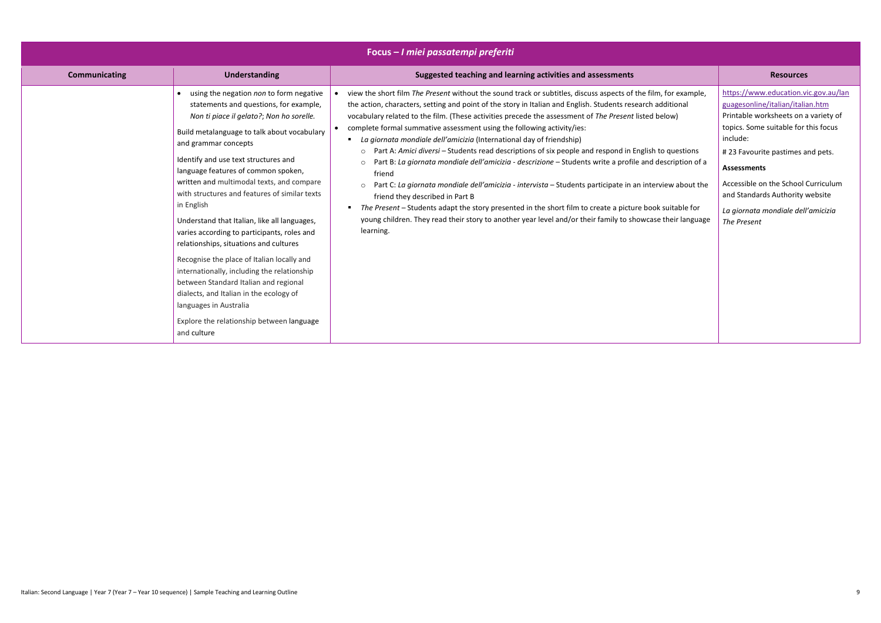| Focus – *I miei passatempi preferiti* | | | |
|---|---|---|---|
| **Communicating** | **Understanding** | **Suggested teaching and learning activities and assessments** | **Resources** |
| | • using the negation *non* to form negative statements and questions, for example, *Non ti piace il gelato?*; *Non ho sorelle.*<br><br>Build metalanguage to talk about vocabulary and grammar concepts<br><br>Identify and use text structures and language features of common spoken, written and multimodal texts, and compare with structures and features of similar texts in English<br><br>Understand that Italian, like all languages, varies according to participants, roles and relationships, situations and cultures<br><br>Recognise the place of Italian locally and internationally, including the relationship between Standard Italian and regional dialects, and Italian in the ecology of languages in Australia<br><br>Explore the relationship between language and culture | • view the short film *The Present* without the sound track or subtitles, discuss aspects of the film, for example, the action, characters, setting and point of the story in Italian and English. Students research additional vocabulary related to the film. (These activities precede the assessment of *The Present* listed below)<br>• complete formal summative assessment using the following activity/ies:<br>▪ *La giornata mondiale dell'amicizia* (International day of friendship)<br>○ Part A: *Amici diversi* – Students read descriptions of six people and respond in English to questions<br>○ Part B: *La giornata mondiale dell'amicizia - descrizione* – Students write a profile and description of a friend<br>○ Part C: *La giornata mondiale dell'amicizia - intervista* – Students participate in an interview about the friend they described in Part B<br>▪ *The Present* – Students adapt the story presented in the short film to create a picture book suitable for young children. They read their story to another year level and/or their family to showcase their language learning. | https://www.education.vic.gov.au/languagesonline/italian/italian.htm<br>Printable worksheets on a variety of topics. Some suitable for this focus include:<br><br># 23 Favourite pastimes and pets.<br><br>**Assessments**<br><br>Accessible on the School Curriculum and Standards Authority website<br><br>*La giornata mondiale dell'amicizia*<br>*The Present* |